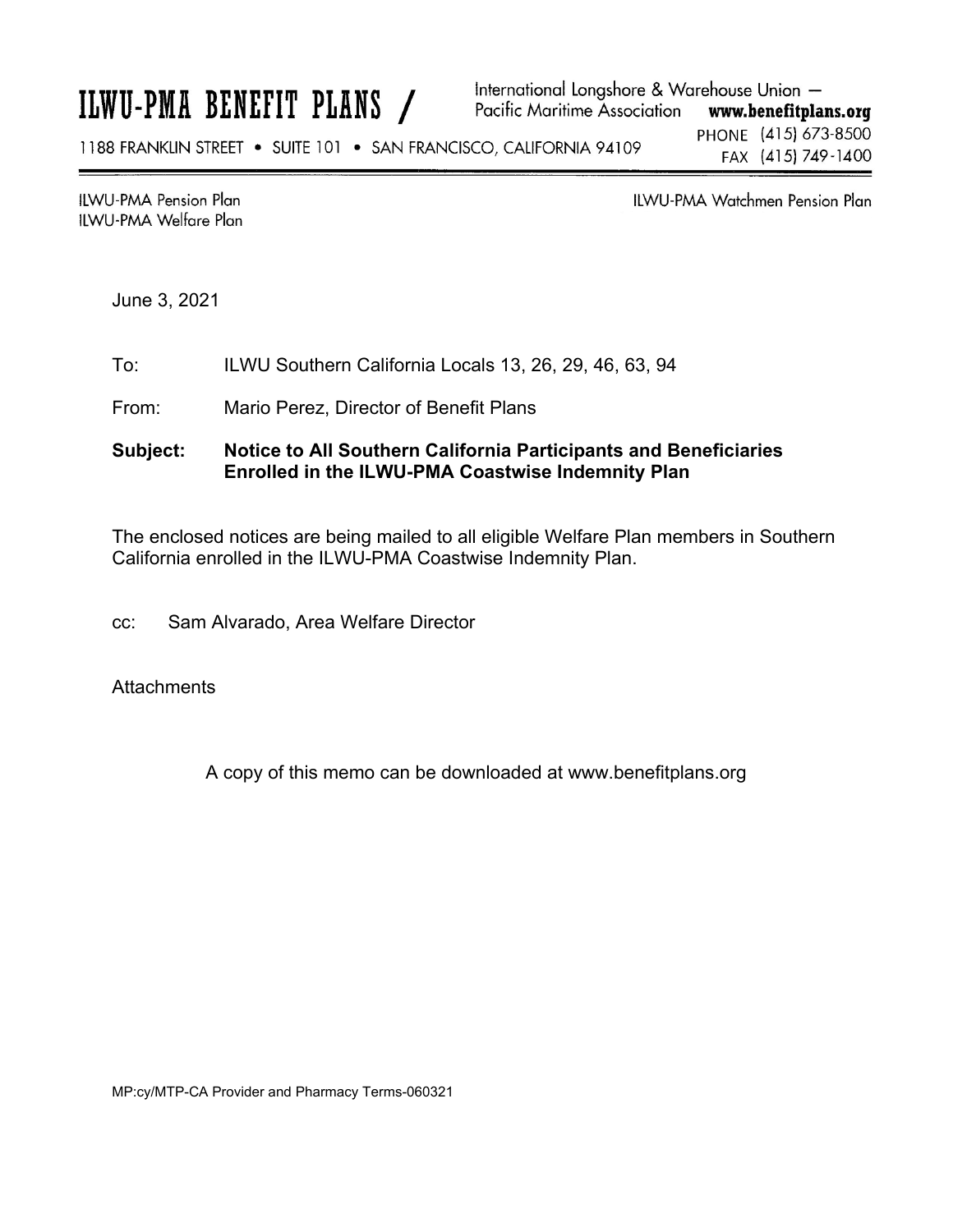# ILWU-PMA BENEFIT PLANS

International Longshore & Warehouse Union — Pacific Maritime Association **www.benefitplans.org**

1188 FRANKLIN STREET • SUITE 101 • SAN FRANCISCO, CALIFORNIA 94109

PHONE (415) 673-8500
FAX (415) 749-1400

ILWU-PMA Pension Plan
ILWU-PMA Welfare Plan

ILWU-PMA Watchmen Pension Plan

June 3, 2021

To: ILWU Southern California Locals 13, 26, 29, 46, 63, 94

From: Mario Perez, Director of Benefit Plans

**Subject: Notice to All Southern California Participants and Beneficiaries Enrolled in the ILWU-PMA Coastwise Indemnity Plan**

The enclosed notices are being mailed to all eligible Welfare Plan members in Southern California enrolled in the ILWU-PMA Coastwise Indemnity Plan.

cc: Sam Alvarado, Area Welfare Director

Attachments

A copy of this memo can be downloaded at www.benefitplans.org

MP:cy/MTP-CA Provider and Pharmacy Terms-060321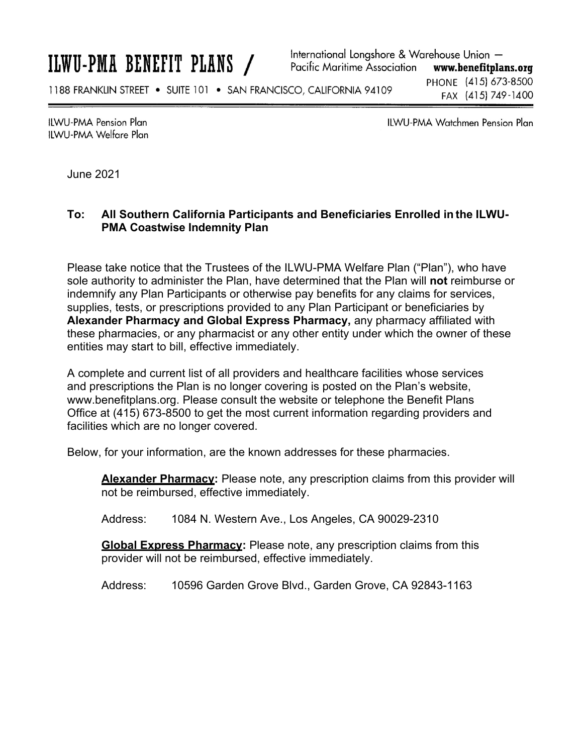# ILWU-PMA BENEFIT PLANS /

International Longshore & Warehouse Union — Pacific Maritime Association **www.benefitplans.org**

1188 FRANKLIN STREET • SUITE 101 • SAN FRANCISCO, CALIFORNIA 94109

PHONE (415) 673-8500
FAX (415) 749-1400

ILWU-PMA Pension Plan
ILWU-PMA Welfare Plan

ILWU-PMA Watchmen Pension Plan

June 2021

**To: All Southern California Participants and Beneficiaries Enrolled in the ILWU-PMA Coastwise Indemnity Plan**

Please take notice that the Trustees of the ILWU-PMA Welfare Plan ("Plan"), who have sole authority to administer the Plan, have determined that the Plan will **not** reimburse or indemnify any Plan Participants or otherwise pay benefits for any claims for services, supplies, tests, or prescriptions provided to any Plan Participant or beneficiaries by **Alexander Pharmacy and Global Express Pharmacy,** any pharmacy affiliated with these pharmacies, or any pharmacist or any other entity under which the owner of these entities may start to bill, effective immediately.

A complete and current list of all providers and healthcare facilities whose services and prescriptions the Plan is no longer covering is posted on the Plan's website, www.benefitplans.org. Please consult the website or telephone the Benefit Plans Office at (415) 673-8500 to get the most current information regarding providers and facilities which are no longer covered.

Below, for your information, are the known addresses for these pharmacies.

**Alexander Pharmacy:** Please note, any prescription claims from this provider will not be reimbursed, effective immediately.

Address: 1084 N. Western Ave., Los Angeles, CA 90029-2310

**Global Express Pharmacy:** Please note, any prescription claims from this provider will not be reimbursed, effective immediately.

Address: 10596 Garden Grove Blvd., Garden Grove, CA 92843-1163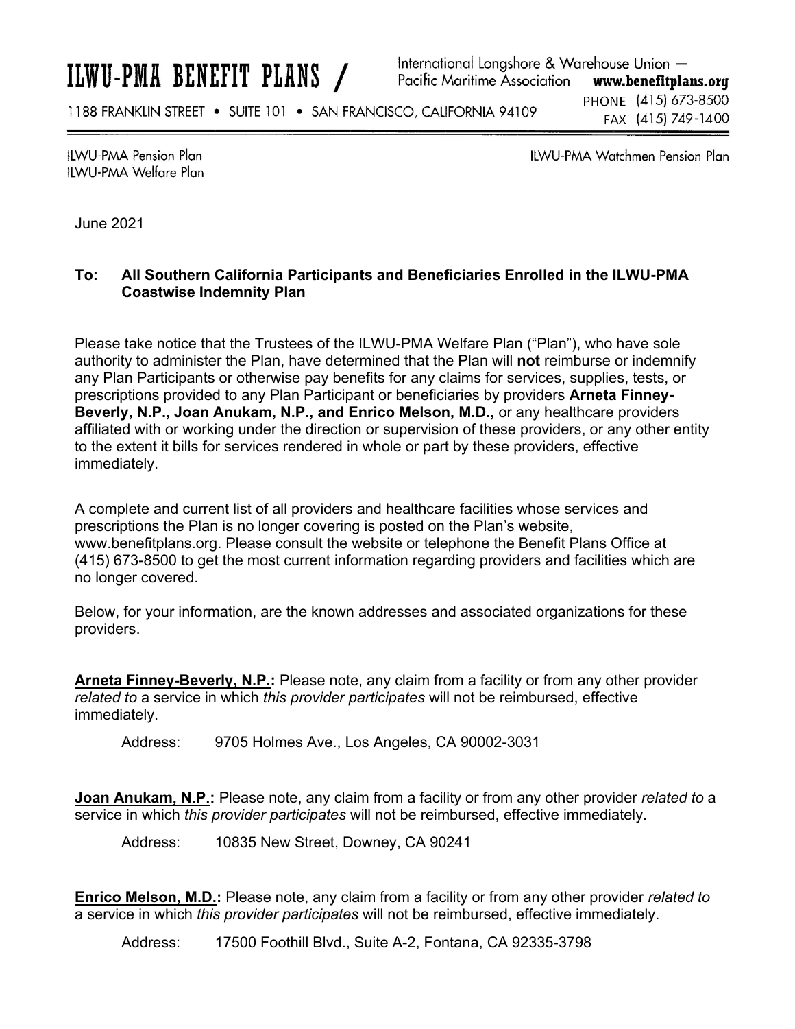# ILWU-PMA BENEFIT PLANS /

International Longshore & Warehouse Union — Pacific Maritime Association **www.benefitplans.org**

1188 FRANKLIN STREET • SUITE 101 • SAN FRANCISCO, CALIFORNIA 94109

PHONE (415) 673-8500
FAX (415) 749-1400

ILWU-PMA Pension Plan
ILWU-PMA Welfare Plan

ILWU-PMA Watchmen Pension Plan

June 2021

**To: All Southern California Participants and Beneficiaries Enrolled in the ILWU-PMA Coastwise Indemnity Plan**

Please take notice that the Trustees of the ILWU-PMA Welfare Plan ("Plan"), who have sole authority to administer the Plan, have determined that the Plan will **not** reimburse or indemnify any Plan Participants or otherwise pay benefits for any claims for services, supplies, tests, or prescriptions provided to any Plan Participant or beneficiaries by providers **Arneta Finney-Beverly, N.P., Joan Anukam, N.P., and Enrico Melson, M.D.,** or any healthcare providers affiliated with or working under the direction or supervision of these providers, or any other entity to the extent it bills for services rendered in whole or part by these providers, effective immediately.

A complete and current list of all providers and healthcare facilities whose services and prescriptions the Plan is no longer covering is posted on the Plan's website, www.benefitplans.org. Please consult the website or telephone the Benefit Plans Office at (415) 673-8500 to get the most current information regarding providers and facilities which are no longer covered.

Below, for your information, are the known addresses and associated organizations for these providers.

**Arneta Finney-Beverly, N.P.:** Please note, any claim from a facility or from any other provider *related to* a service in which *this provider participates* will not be reimbursed, effective immediately.

Address: 9705 Holmes Ave., Los Angeles, CA 90002-3031

**Joan Anukam, N.P.:** Please note, any claim from a facility or from any other provider *related to* a service in which *this provider participates* will not be reimbursed, effective immediately.

Address: 10835 New Street, Downey, CA 90241

**Enrico Melson, M.D.:** Please note, any claim from a facility or from any other provider *related to* a service in which *this provider participates* will not be reimbursed, effective immediately.

Address: 17500 Foothill Blvd., Suite A-2, Fontana, CA 92335-3798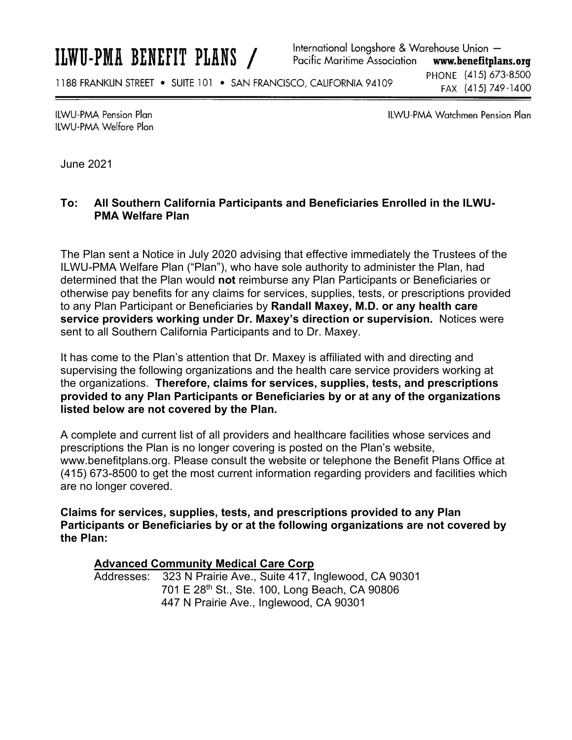# ILWU-PMA BENEFIT PLANS /

International Longshore & Warehouse Union — Pacific Maritime Association **www.benefitplans.org**

1188 FRANKLIN STREET • SUITE 101 • SAN FRANCISCO, CALIFORNIA 94109

PHONE (415) 673-8500
FAX (415) 749-1400

ILWU-PMA Pension Plan
ILWU-PMA Welfare Plan

ILWU-PMA Watchmen Pension Plan

June 2021

**To: All Southern California Participants and Beneficiaries Enrolled in the ILWU-PMA Welfare Plan**

The Plan sent a Notice in July 2020 advising that effective immediately the Trustees of the ILWU-PMA Welfare Plan ("Plan"), who have sole authority to administer the Plan, had determined that the Plan would **not** reimburse any Plan Participants or Beneficiaries or otherwise pay benefits for any claims for services, supplies, tests, or prescriptions provided to any Plan Participant or Beneficiaries by **Randall Maxey, M.D. or any health care service providers working under Dr. Maxey's direction or supervision.** Notices were sent to all Southern California Participants and to Dr. Maxey.

It has come to the Plan's attention that Dr. Maxey is affiliated with and directing and supervising the following organizations and the health care service providers working at the organizations. **Therefore, claims for services, supplies, tests, and prescriptions provided to any Plan Participants or Beneficiaries by or at any of the organizations listed below are not covered by the Plan.**

A complete and current list of all providers and healthcare facilities whose services and prescriptions the Plan is no longer covering is posted on the Plan's website, www.benefitplans.org. Please consult the website or telephone the Benefit Plans Office at (415) 673-8500 to get the most current information regarding providers and facilities which are no longer covered.

**Claims for services, supplies, tests, and prescriptions provided to any Plan Participants or Beneficiaries by or at the following organizations are not covered by the Plan:**

**Advanced Community Medical Care Corp**

Addresses: 323 N Prairie Ave., Suite 417, Inglewood, CA 90301
701 E 28th St., Ste. 100, Long Beach, CA 90806
447 N Prairie Ave., Inglewood, CA 90301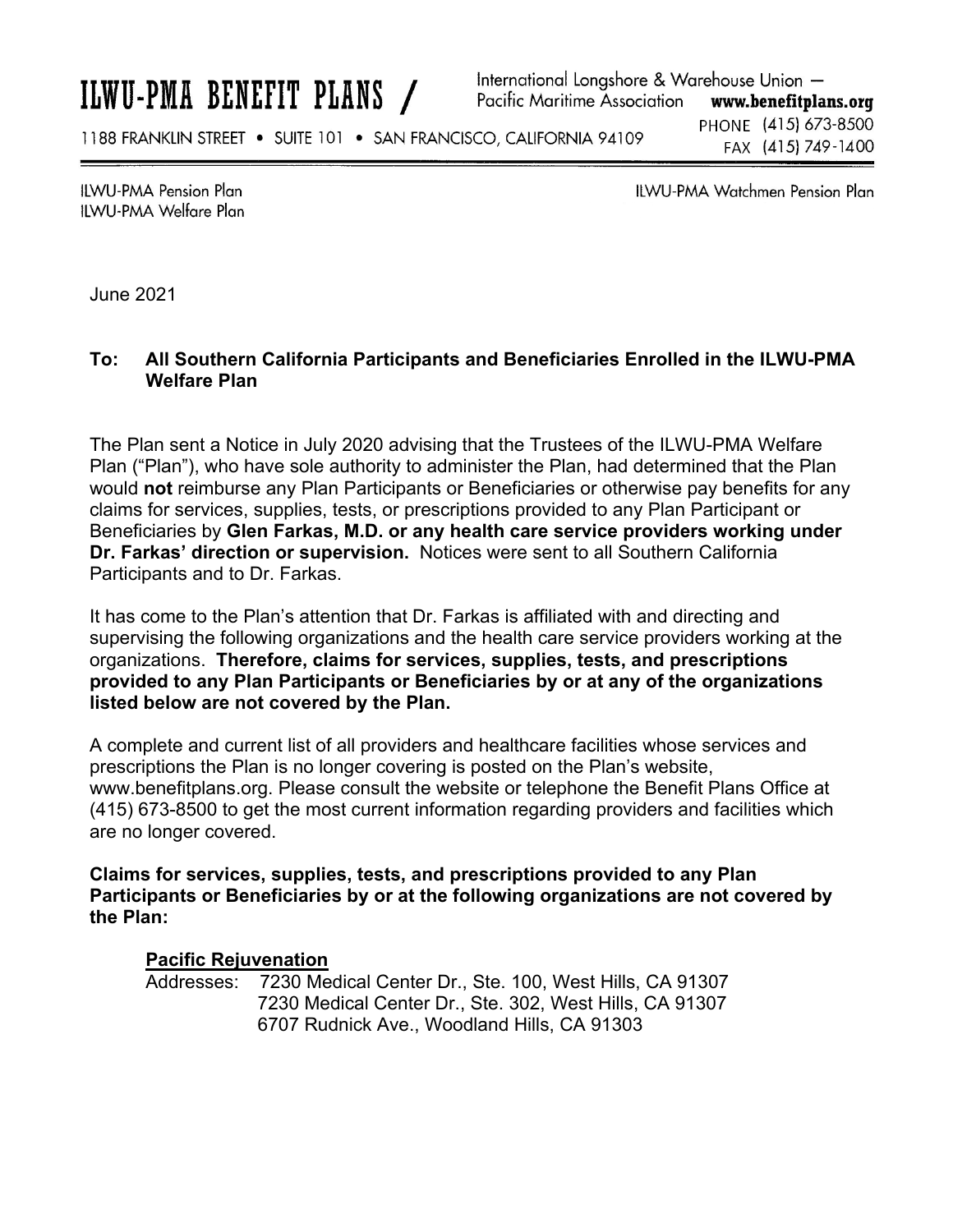# ILWU-PMA BENEFIT PLANS /

International Longshore & Warehouse Union — Pacific Maritime Association **www.benefitplans.org**

1188 FRANKLIN STREET • SUITE 101 • SAN FRANCISCO, CALIFORNIA 94109

PHONE (415) 673-8500
FAX (415) 749-1400

ILWU-PMA Pension Plan
ILWU-PMA Welfare Plan

ILWU-PMA Watchmen Pension Plan

June 2021

**To: All Southern California Participants and Beneficiaries Enrolled in the ILWU-PMA Welfare Plan**

The Plan sent a Notice in July 2020 advising that the Trustees of the ILWU-PMA Welfare Plan ("Plan"), who have sole authority to administer the Plan, had determined that the Plan would **not** reimburse any Plan Participants or Beneficiaries or otherwise pay benefits for any claims for services, supplies, tests, or prescriptions provided to any Plan Participant or Beneficiaries by **Glen Farkas, M.D. or any health care service providers working under Dr. Farkas' direction or supervision.** Notices were sent to all Southern California Participants and to Dr. Farkas.

It has come to the Plan's attention that Dr. Farkas is affiliated with and directing and supervising the following organizations and the health care service providers working at the organizations. **Therefore, claims for services, supplies, tests, and prescriptions provided to any Plan Participants or Beneficiaries by or at any of the organizations listed below are not covered by the Plan.**

A complete and current list of all providers and healthcare facilities whose services and prescriptions the Plan is no longer covering is posted on the Plan's website, www.benefitplans.org. Please consult the website or telephone the Benefit Plans Office at (415) 673-8500 to get the most current information regarding providers and facilities which are no longer covered.

**Claims for services, supplies, tests, and prescriptions provided to any Plan Participants or Beneficiaries by or at the following organizations are not covered by the Plan:**

**Pacific Rejuvenation**

Addresses: 7230 Medical Center Dr., Ste. 100, West Hills, CA 91307
7230 Medical Center Dr., Ste. 302, West Hills, CA 91307
6707 Rudnick Ave., Woodland Hills, CA 91303